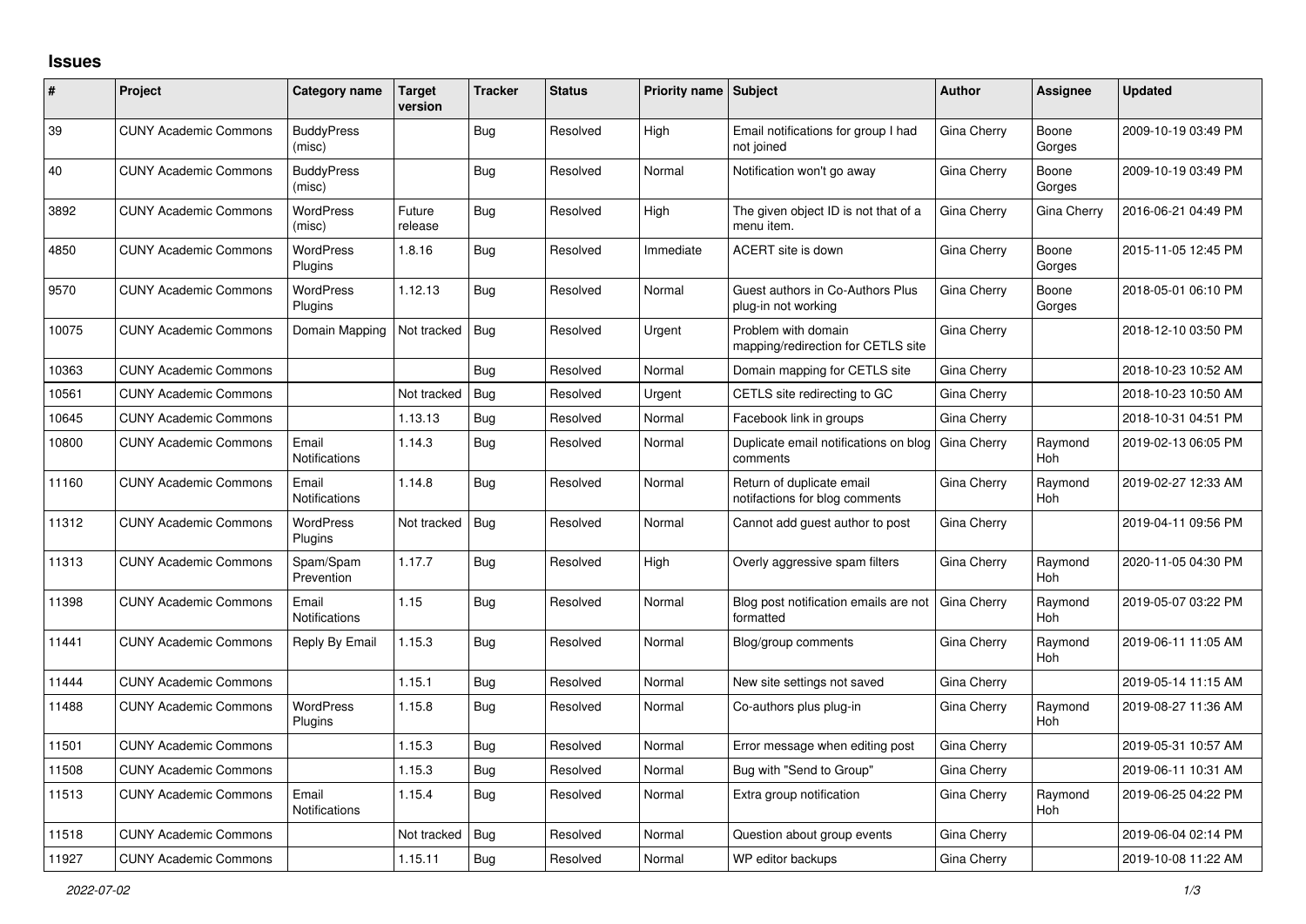## Issues

| # | Project | Category name | Target version | Tracker | Status | Priority name | Subject | Author | Assignee | Updated |
|---|---|---|---|---|---|---|---|---|---|---|
| 39 | CUNY Academic Commons | BuddyPress (misc) | | Bug | Resolved | High | Email notifications for group I had not joined | Gina Cherry | Boone Gorges | 2009-10-19 03:49 PM |
| 40 | CUNY Academic Commons | BuddyPress (misc) | | Bug | Resolved | Normal | Notification won't go away | Gina Cherry | Boone Gorges | 2009-10-19 03:49 PM |
| 3892 | CUNY Academic Commons | WordPress (misc) | Future release | Bug | Resolved | High | The given object ID is not that of a menu item. | Gina Cherry | Gina Cherry | 2016-06-21 04:49 PM |
| 4850 | CUNY Academic Commons | WordPress Plugins | 1.8.16 | Bug | Resolved | Immediate | ACERT site is down | Gina Cherry | Boone Gorges | 2015-11-05 12:45 PM |
| 9570 | CUNY Academic Commons | WordPress Plugins | 1.12.13 | Bug | Resolved | Normal | Guest authors in Co-Authors Plus plug-in not working | Gina Cherry | Boone Gorges | 2018-05-01 06:10 PM |
| 10075 | CUNY Academic Commons | Domain Mapping | Not tracked | Bug | Resolved | Urgent | Problem with domain mapping/redirection for CETLS site | Gina Cherry | | 2018-12-10 03:50 PM |
| 10363 | CUNY Academic Commons | | | Bug | Resolved | Normal | Domain mapping for CETLS site | Gina Cherry | | 2018-10-23 10:52 AM |
| 10561 | CUNY Academic Commons | | Not tracked | Bug | Resolved | Urgent | CETLS site redirecting to GC | Gina Cherry | | 2018-10-23 10:50 AM |
| 10645 | CUNY Academic Commons | | 1.13.13 | Bug | Resolved | Normal | Facebook link in groups | Gina Cherry | | 2018-10-31 04:51 PM |
| 10800 | CUNY Academic Commons | Email Notifications | 1.14.3 | Bug | Resolved | Normal | Duplicate email notifications on blog comments | Gina Cherry | Raymond Hoh | 2019-02-13 06:05 PM |
| 11160 | CUNY Academic Commons | Email Notifications | 1.14.8 | Bug | Resolved | Normal | Return of duplicate email notifactions for blog comments | Gina Cherry | Raymond Hoh | 2019-02-27 12:33 AM |
| 11312 | CUNY Academic Commons | WordPress Plugins | Not tracked | Bug | Resolved | Normal | Cannot add guest author to post | Gina Cherry | | 2019-04-11 09:56 PM |
| 11313 | CUNY Academic Commons | Spam/Spam Prevention | 1.17.7 | Bug | Resolved | High | Overly aggressive spam filters | Gina Cherry | Raymond Hoh | 2020-11-05 04:30 PM |
| 11398 | CUNY Academic Commons | Email Notifications | 1.15 | Bug | Resolved | Normal | Blog post notification emails are not formatted | Gina Cherry | Raymond Hoh | 2019-05-07 03:22 PM |
| 11441 | CUNY Academic Commons | Reply By Email | 1.15.3 | Bug | Resolved | Normal | Blog/group comments | Gina Cherry | Raymond Hoh | 2019-06-11 11:05 AM |
| 11444 | CUNY Academic Commons | | 1.15.1 | Bug | Resolved | Normal | New site settings not saved | Gina Cherry | | 2019-05-14 11:15 AM |
| 11488 | CUNY Academic Commons | WordPress Plugins | 1.15.8 | Bug | Resolved | Normal | Co-authors plus plug-in | Gina Cherry | Raymond Hoh | 2019-08-27 11:36 AM |
| 11501 | CUNY Academic Commons | | 1.15.3 | Bug | Resolved | Normal | Error message when editing post | Gina Cherry | | 2019-05-31 10:57 AM |
| 11508 | CUNY Academic Commons | | 1.15.3 | Bug | Resolved | Normal | Bug with "Send to Group" | Gina Cherry | | 2019-06-11 10:31 AM |
| 11513 | CUNY Academic Commons | Email Notifications | 1.15.4 | Bug | Resolved | Normal | Extra group notification | Gina Cherry | Raymond Hoh | 2019-06-25 04:22 PM |
| 11518 | CUNY Academic Commons | | Not tracked | Bug | Resolved | Normal | Question about group events | Gina Cherry | | 2019-06-04 02:14 PM |
| 11927 | CUNY Academic Commons | | 1.15.11 | Bug | Resolved | Normal | WP editor backups | Gina Cherry | | 2019-10-08 11:22 AM |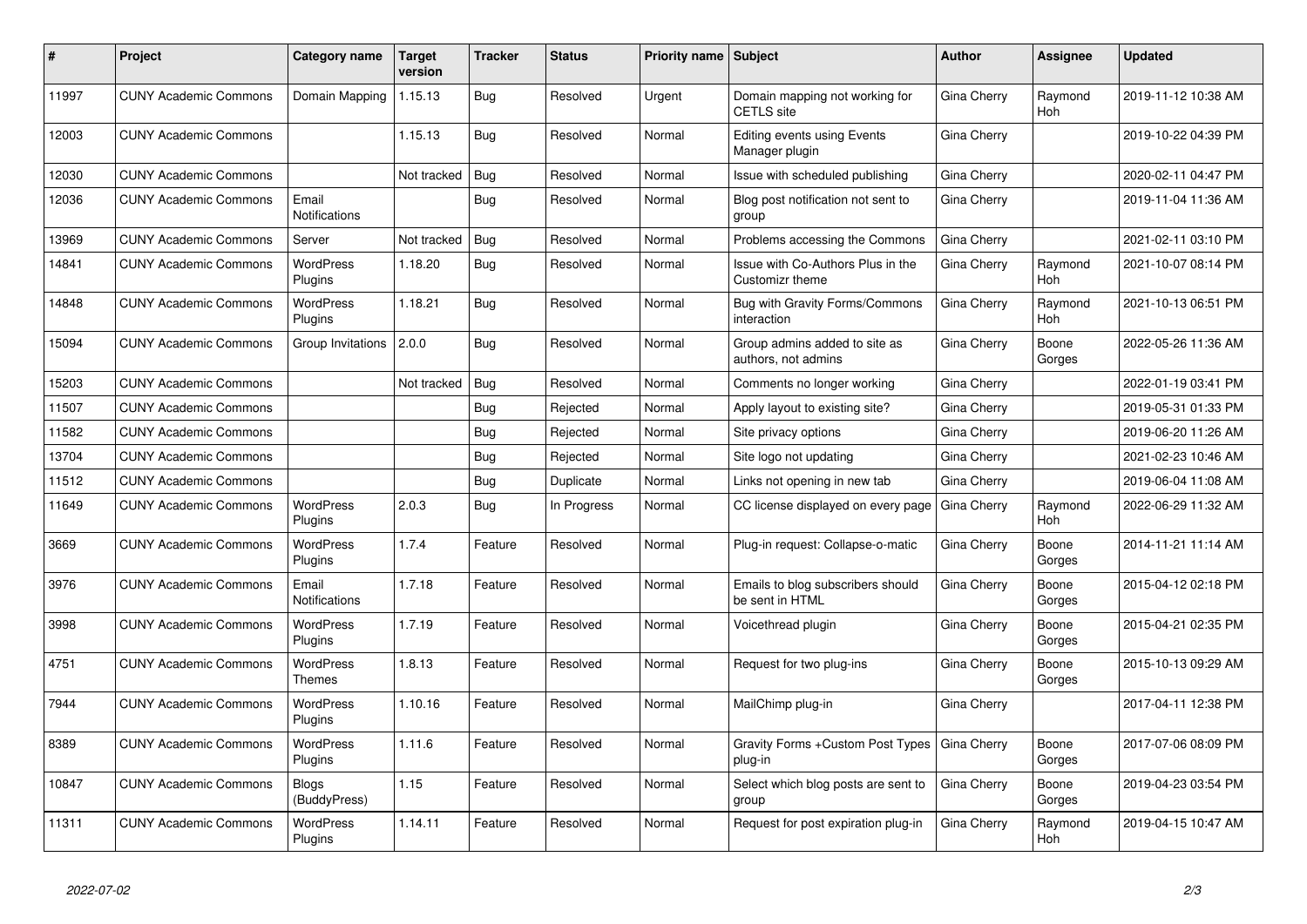| # | Project | Category name | Target version | Tracker | Status | Priority name | Subject | Author | Assignee | Updated |
|---|---|---|---|---|---|---|---|---|---|---|
| 11997 | CUNY Academic Commons | Domain Mapping | 1.15.13 | Bug | Resolved | Urgent | Domain mapping not working for CETLS site | Gina Cherry | Raymond Hoh | 2019-11-12 10:38 AM |
| 12003 | CUNY Academic Commons | | 1.15.13 | Bug | Resolved | Normal | Editing events using Events Manager plugin | Gina Cherry | | 2019-10-22 04:39 PM |
| 12030 | CUNY Academic Commons | | Not tracked | Bug | Resolved | Normal | Issue with scheduled publishing | Gina Cherry | | 2020-02-11 04:47 PM |
| 12036 | CUNY Academic Commons | Email Notifications | | Bug | Resolved | Normal | Blog post notification not sent to group | Gina Cherry | | 2019-11-04 11:36 AM |
| 13969 | CUNY Academic Commons | Server | Not tracked | Bug | Resolved | Normal | Problems accessing the Commons | Gina Cherry | | 2021-02-11 03:10 PM |
| 14841 | CUNY Academic Commons | WordPress Plugins | 1.18.20 | Bug | Resolved | Normal | Issue with Co-Authors Plus in the Customizr theme | Gina Cherry | Raymond Hoh | 2021-10-07 08:14 PM |
| 14848 | CUNY Academic Commons | WordPress Plugins | 1.18.21 | Bug | Resolved | Normal | Bug with Gravity Forms/Commons interaction | Gina Cherry | Raymond Hoh | 2021-10-13 06:51 PM |
| 15094 | CUNY Academic Commons | Group Invitations | 2.0.0 | Bug | Resolved | Normal | Group admins added to site as authors, not admins | Gina Cherry | Boone Gorges | 2022-05-26 11:36 AM |
| 15203 | CUNY Academic Commons | | Not tracked | Bug | Resolved | Normal | Comments no longer working | Gina Cherry | | 2022-01-19 03:41 PM |
| 11507 | CUNY Academic Commons | | | Bug | Rejected | Normal | Apply layout to existing site? | Gina Cherry | | 2019-05-31 01:33 PM |
| 11582 | CUNY Academic Commons | | | Bug | Rejected | Normal | Site privacy options | Gina Cherry | | 2019-06-20 11:26 AM |
| 13704 | CUNY Academic Commons | | | Bug | Rejected | Normal | Site logo not updating | Gina Cherry | | 2021-02-23 10:46 AM |
| 11512 | CUNY Academic Commons | | | Bug | Duplicate | Normal | Links not opening in new tab | Gina Cherry | | 2019-06-04 11:08 AM |
| 11649 | CUNY Academic Commons | WordPress Plugins | 2.0.3 | Bug | In Progress | Normal | CC license displayed on every page | Gina Cherry | Raymond Hoh | 2022-06-29 11:32 AM |
| 3669 | CUNY Academic Commons | WordPress Plugins | 1.7.4 | Feature | Resolved | Normal | Plug-in request: Collapse-o-matic | Gina Cherry | Boone Gorges | 2014-11-21 11:14 AM |
| 3976 | CUNY Academic Commons | Email Notifications | 1.7.18 | Feature | Resolved | Normal | Emails to blog subscribers should be sent in HTML | Gina Cherry | Boone Gorges | 2015-04-12 02:18 PM |
| 3998 | CUNY Academic Commons | WordPress Plugins | 1.7.19 | Feature | Resolved | Normal | Voicethread plugin | Gina Cherry | Boone Gorges | 2015-04-21 02:35 PM |
| 4751 | CUNY Academic Commons | WordPress Themes | 1.8.13 | Feature | Resolved | Normal | Request for two plug-ins | Gina Cherry | Boone Gorges | 2015-10-13 09:29 AM |
| 7944 | CUNY Academic Commons | WordPress Plugins | 1.10.16 | Feature | Resolved | Normal | MailChimp plug-in | Gina Cherry | | 2017-04-11 12:38 PM |
| 8389 | CUNY Academic Commons | WordPress Plugins | 1.11.6 | Feature | Resolved | Normal | Gravity Forms +Custom Post Types plug-in | Gina Cherry | Boone Gorges | 2017-07-06 08:09 PM |
| 10847 | CUNY Academic Commons | Blogs (BuddyPress) | 1.15 | Feature | Resolved | Normal | Select which blog posts are sent to group | Gina Cherry | Boone Gorges | 2019-04-23 03:54 PM |
| 11311 | CUNY Academic Commons | WordPress Plugins | 1.14.11 | Feature | Resolved | Normal | Request for post expiration plug-in | Gina Cherry | Raymond Hoh | 2019-04-15 10:47 AM |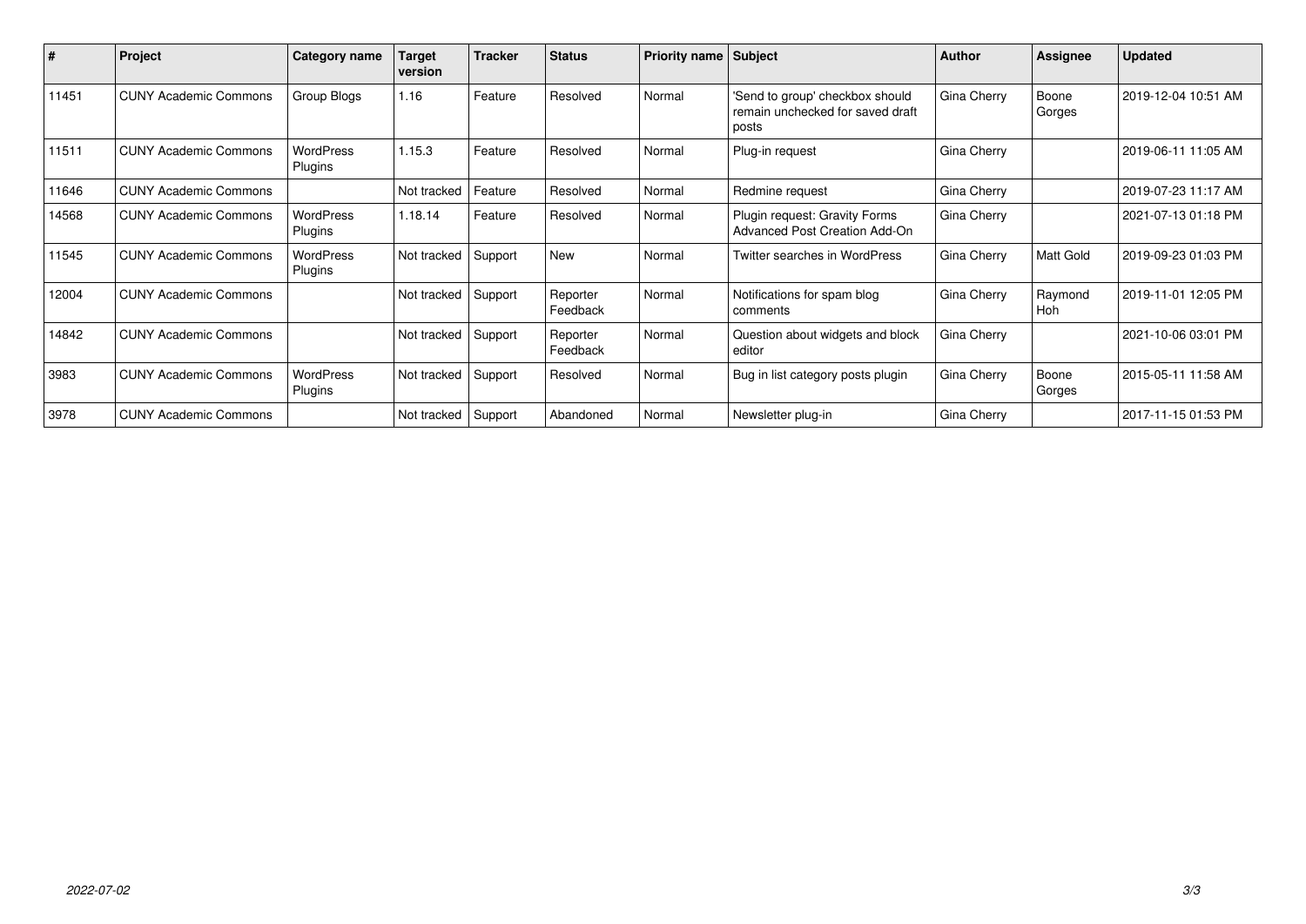| # | Project | Category name | Target version | Tracker | Status | Priority name | Subject | Author | Assignee | Updated |
|---|---|---|---|---|---|---|---|---|---|---|
| 11451 | CUNY Academic Commons | Group Blogs | 1.16 | Feature | Resolved | Normal | 'Send to group' checkbox should remain unchecked for saved draft posts | Gina Cherry | Boone Gorges | 2019-12-04 10:51 AM |
| 11511 | CUNY Academic Commons | WordPress Plugins | 1.15.3 | Feature | Resolved | Normal | Plug-in request | Gina Cherry | | 2019-06-11 11:05 AM |
| 11646 | CUNY Academic Commons | | Not tracked | Feature | Resolved | Normal | Redmine request | Gina Cherry | | 2019-07-23 11:17 AM |
| 14568 | CUNY Academic Commons | WordPress Plugins | 1.18.14 | Feature | Resolved | Normal | Plugin request: Gravity Forms Advanced Post Creation Add-On | Gina Cherry | | 2021-07-13 01:18 PM |
| 11545 | CUNY Academic Commons | WordPress Plugins | Not tracked | Support | New | Normal | Twitter searches in WordPress | Gina Cherry | Matt Gold | 2019-09-23 01:03 PM |
| 12004 | CUNY Academic Commons | | Not tracked | Support | Reporter Feedback | Normal | Notifications for spam blog comments | Gina Cherry | Raymond Hoh | 2019-11-01 12:05 PM |
| 14842 | CUNY Academic Commons | | Not tracked | Support | Reporter Feedback | Normal | Question about widgets and block editor | Gina Cherry | | 2021-10-06 03:01 PM |
| 3983 | CUNY Academic Commons | WordPress Plugins | Not tracked | Support | Resolved | Normal | Bug in list category posts plugin | Gina Cherry | Boone Gorges | 2015-05-11 11:58 AM |
| 3978 | CUNY Academic Commons | | Not tracked | Support | Abandoned | Normal | Newsletter plug-in | Gina Cherry | | 2017-11-15 01:53 PM |